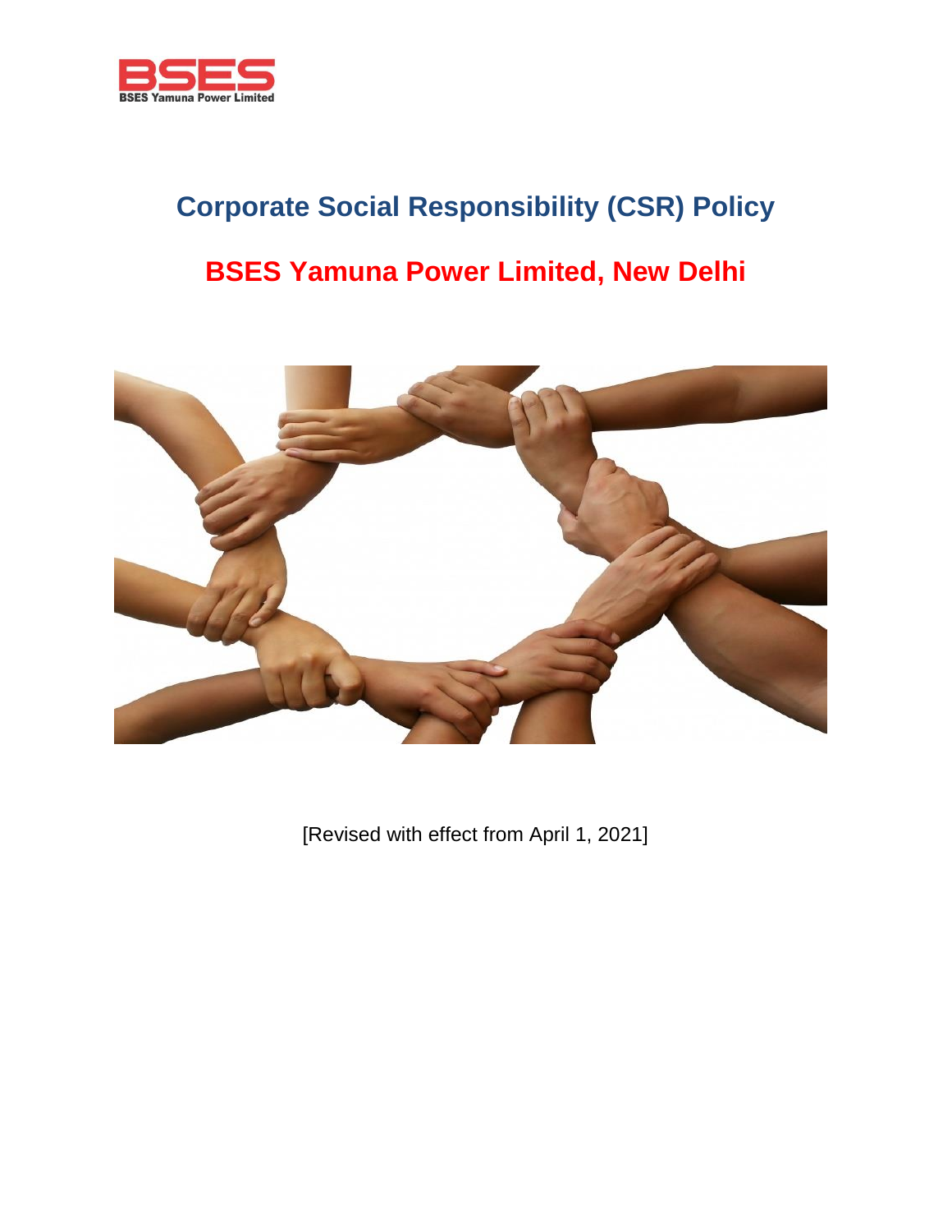BSES
BSES Yamuna Power Limited

# Corporate Social Responsibility (CSR) Policy

## BSES Yamuna Power Limited, New Delhi

[Revised with effect from April 1, 2021]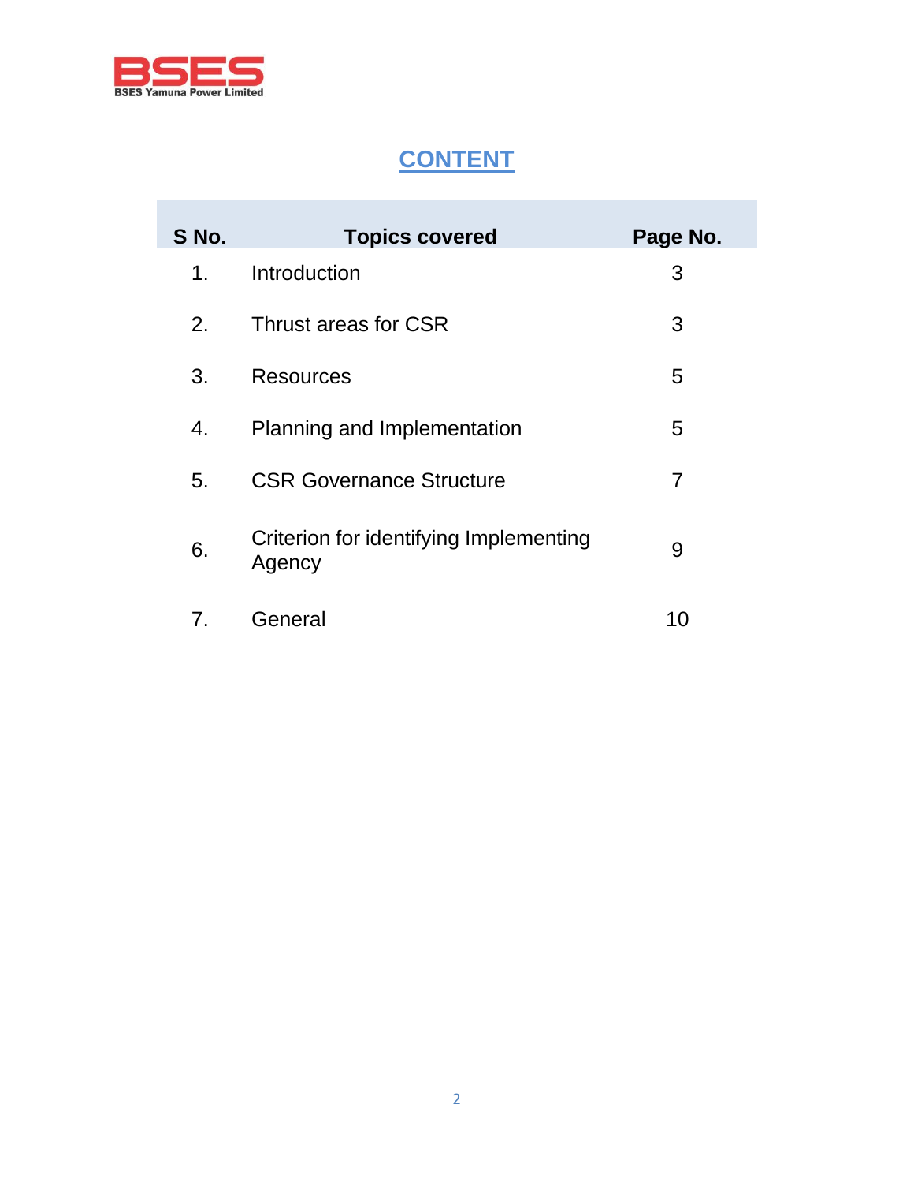# CONTENT

| S No. | Topics covered | Page No. |
|---|---|---|
| 1. | Introduction | 3 |
| 2. | Thrust areas for CSR | 3 |
| 3. | Resources | 5 |
| 4. | Planning and Implementation | 5 |
| 5. | CSR Governance Structure | 7 |
| 6. | Criterion for identifying Implementing Agency | 9 |
| 7. | General | 10 |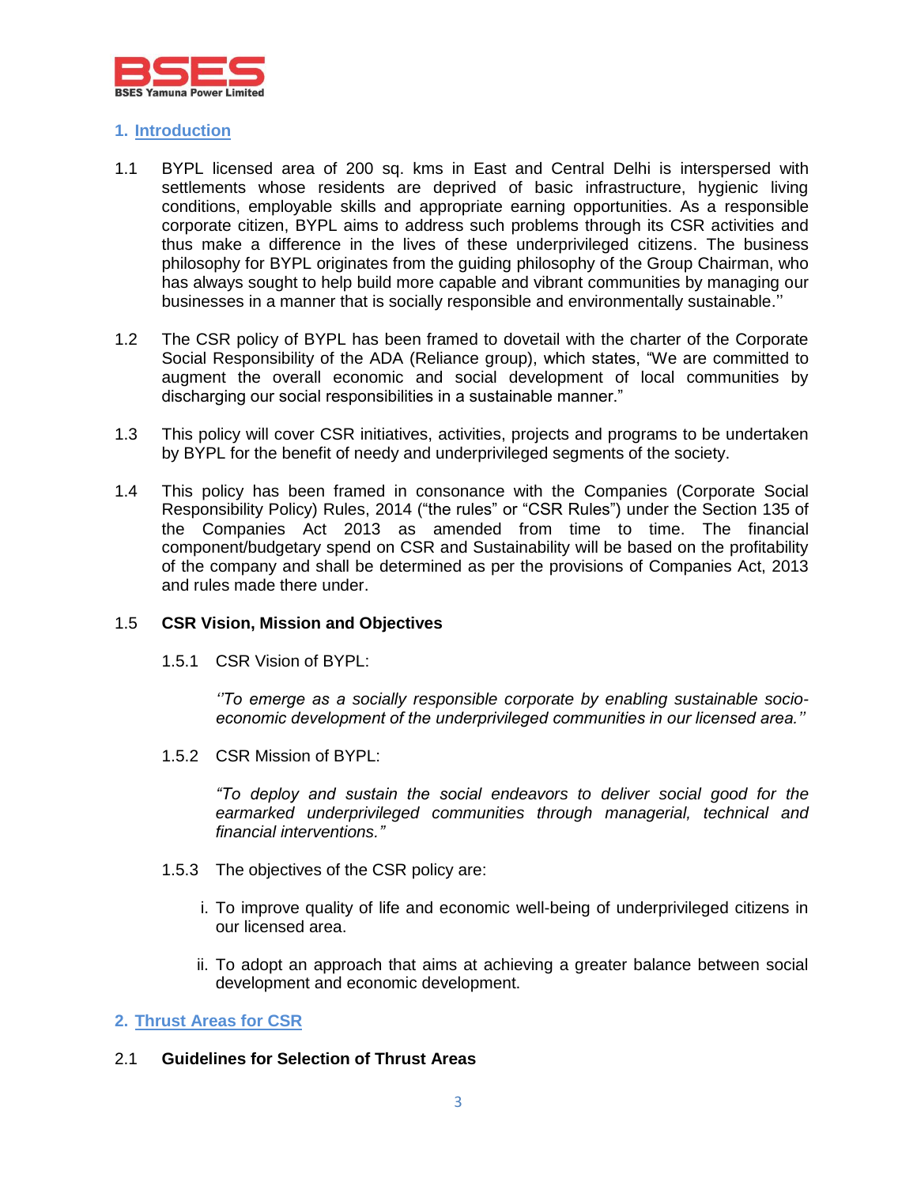## 1. Introduction

1.1 BYPL licensed area of 200 sq. kms in East and Central Delhi is interspersed with settlements whose residents are deprived of basic infrastructure, hygienic living conditions, employable skills and appropriate earning opportunities. As a responsible corporate citizen, BYPL aims to address such problems through its CSR activities and thus make a difference in the lives of these underprivileged citizens. The business philosophy for BYPL originates from the guiding philosophy of the Group Chairman, who has always sought to help build more capable and vibrant communities by managing our businesses in a manner that is socially responsible and environmentally sustainable.''

1.2 The CSR policy of BYPL has been framed to dovetail with the charter of the Corporate Social Responsibility of the ADA (Reliance group), which states, "We are committed to augment the overall economic and social development of local communities by discharging our social responsibilities in a sustainable manner."

1.3 This policy will cover CSR initiatives, activities, projects and programs to be undertaken by BYPL for the benefit of needy and underprivileged segments of the society.

1.4 This policy has been framed in consonance with the Companies (Corporate Social Responsibility Policy) Rules, 2014 ("the rules" or "CSR Rules") under the Section 135 of the Companies Act 2013 as amended from time to time. The financial component/budgetary spend on CSR and Sustainability will be based on the profitability of the company and shall be determined as per the provisions of Companies Act, 2013 and rules made there under.

1.5 **CSR Vision, Mission and Objectives**

1.5.1 CSR Vision of BYPL:

*''To emerge as a socially responsible corporate by enabling sustainable socio-economic development of the underprivileged communities in our licensed area.''*

1.5.2 CSR Mission of BYPL:

*"To deploy and sustain the social endeavors to deliver social good for the earmarked underprivileged communities through managerial, technical and financial interventions."*

1.5.3 The objectives of the CSR policy are:

i. To improve quality of life and economic well-being of underprivileged citizens in our licensed area.

ii. To adopt an approach that aims at achieving a greater balance between social development and economic development.

## 2. Thrust Areas for CSR

2.1 **Guidelines for Selection of Thrust Areas**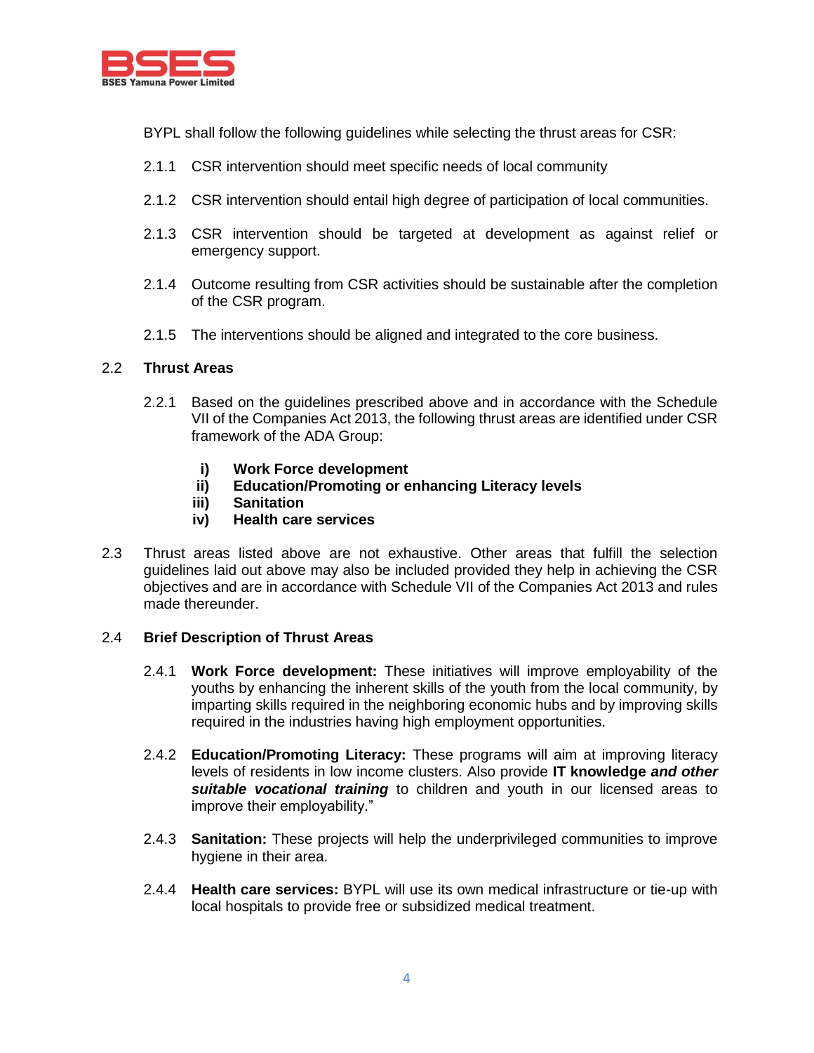BYPL shall follow the following guidelines while selecting the thrust areas for CSR:

2.1.1 CSR intervention should meet specific needs of local community

2.1.2 CSR intervention should entail high degree of participation of local communities.

2.1.3 CSR intervention should be targeted at development as against relief or emergency support.

2.1.4 Outcome resulting from CSR activities should be sustainable after the completion of the CSR program.

2.1.5 The interventions should be aligned and integrated to the core business.

## 2.2 Thrust Areas

2.2.1 Based on the guidelines prescribed above and in accordance with the Schedule VII of the Companies Act 2013, the following thrust areas are identified under CSR framework of the ADA Group:

- **i) Work Force development**
- **ii) Education/Promoting or enhancing Literacy levels**
- **iii) Sanitation**
- **iv) Health care services**

2.3 Thrust areas listed above are not exhaustive. Other areas that fulfill the selection guidelines laid out above may also be included provided they help in achieving the CSR objectives and are in accordance with Schedule VII of the Companies Act 2013 and rules made thereunder.

## 2.4 Brief Description of Thrust Areas

2.4.1 **Work Force development:** These initiatives will improve employability of the youths by enhancing the inherent skills of the youth from the local community, by imparting skills required in the neighboring economic hubs and by improving skills required in the industries having high employment opportunities.

2.4.2 **Education/Promoting Literacy:** These programs will aim at improving literacy levels of residents in low income clusters. Also provide **IT knowledge *and other suitable vocational training*** to children and youth in our licensed areas to improve their employability."

2.4.3 **Sanitation:** These projects will help the underprivileged communities to improve hygiene in their area.

2.4.4 **Health care services:** BYPL will use its own medical infrastructure or tie-up with local hospitals to provide free or subsidized medical treatment.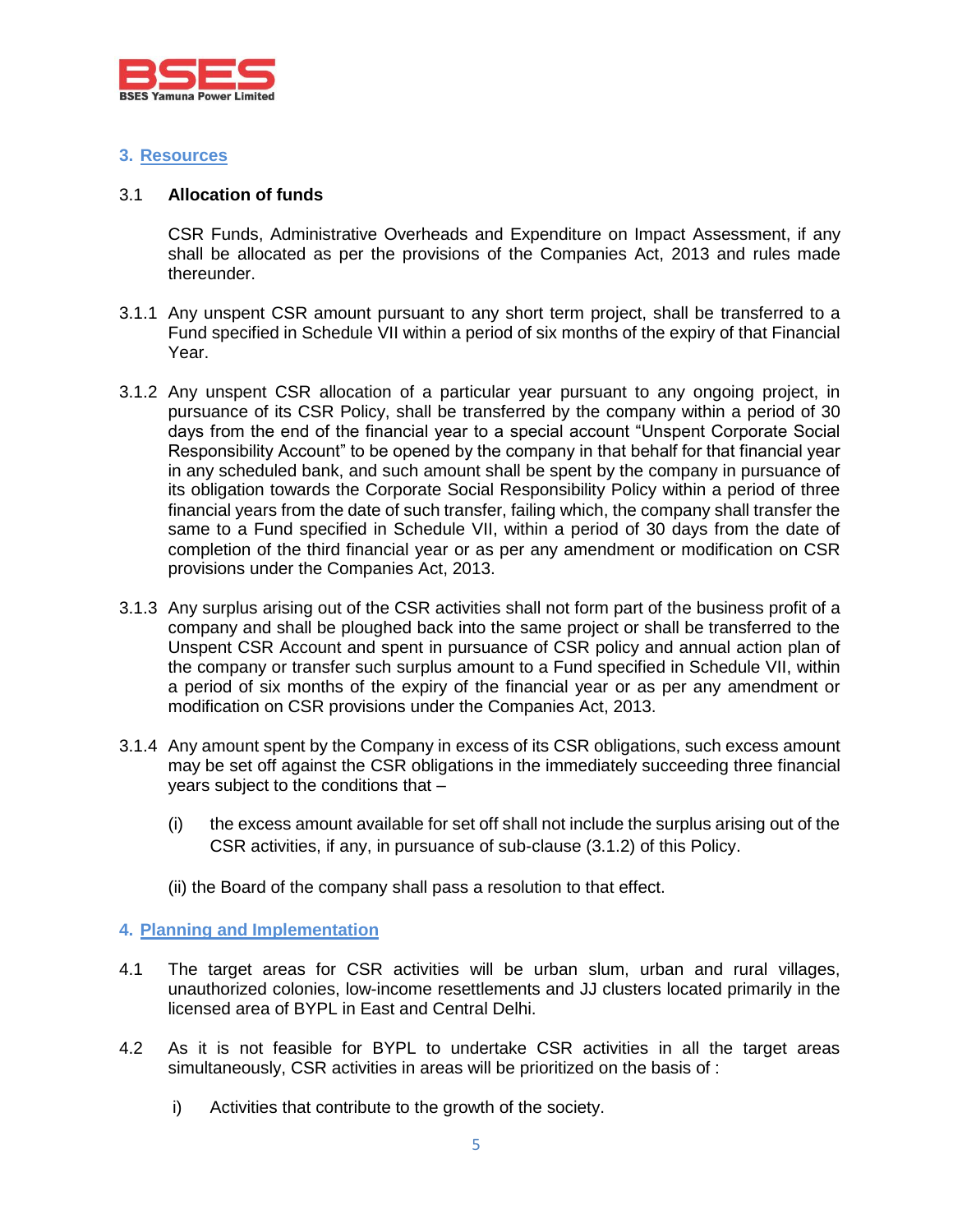## 3. Resources

### 3.1 Allocation of funds

CSR Funds, Administrative Overheads and Expenditure on Impact Assessment, if any shall be allocated as per the provisions of the Companies Act, 2013 and rules made thereunder.

3.1.1 Any unspent CSR amount pursuant to any short term project, shall be transferred to a Fund specified in Schedule VII within a period of six months of the expiry of that Financial Year.

3.1.2 Any unspent CSR allocation of a particular year pursuant to any ongoing project, in pursuance of its CSR Policy, shall be transferred by the company within a period of 30 days from the end of the financial year to a special account "Unspent Corporate Social Responsibility Account" to be opened by the company in that behalf for that financial year in any scheduled bank, and such amount shall be spent by the company in pursuance of its obligation towards the Corporate Social Responsibility Policy within a period of three financial years from the date of such transfer, failing which, the company shall transfer the same to a Fund specified in Schedule VII, within a period of 30 days from the date of completion of the third financial year or as per any amendment or modification on CSR provisions under the Companies Act, 2013.

3.1.3 Any surplus arising out of the CSR activities shall not form part of the business profit of a company and shall be ploughed back into the same project or shall be transferred to the Unspent CSR Account and spent in pursuance of CSR policy and annual action plan of the company or transfer such surplus amount to a Fund specified in Schedule VII, within a period of six months of the expiry of the financial year or as per any amendment or modification on CSR provisions under the Companies Act, 2013.

3.1.4 Any amount spent by the Company in excess of its CSR obligations, such excess amount may be set off against the CSR obligations in the immediately succeeding three financial years subject to the conditions that –

(i) the excess amount available for set off shall not include the surplus arising out of the CSR activities, if any, in pursuance of sub-clause (3.1.2) of this Policy.

(ii) the Board of the company shall pass a resolution to that effect.

## 4. Planning and Implementation

4.1 The target areas for CSR activities will be urban slum, urban and rural villages, unauthorized colonies, low-income resettlements and JJ clusters located primarily in the licensed area of BYPL in East and Central Delhi.

4.2 As it is not feasible for BYPL to undertake CSR activities in all the target areas simultaneously, CSR activities in areas will be prioritized on the basis of :

i) Activities that contribute to the growth of the society.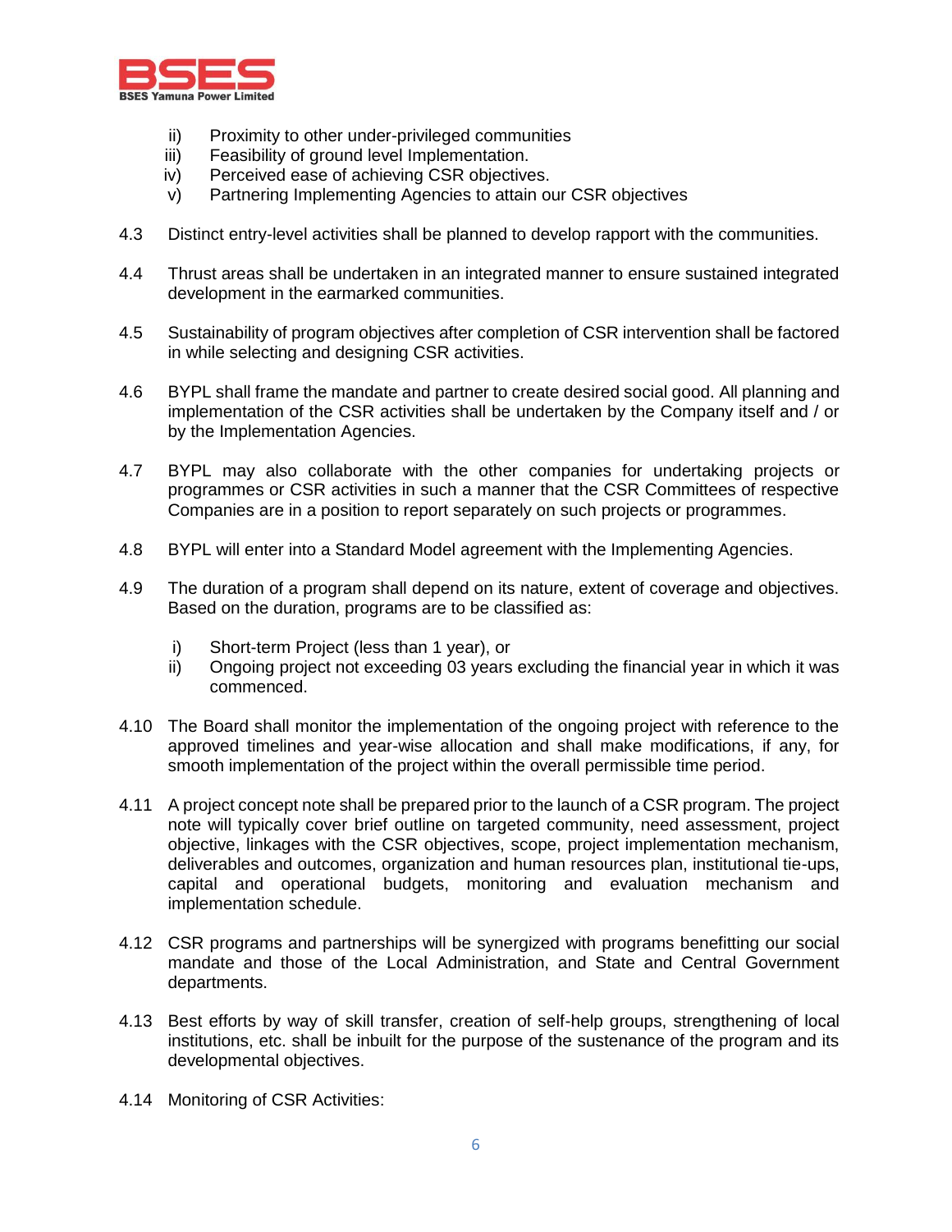ii) Proximity to other under-privileged communities
iii) Feasibility of ground level Implementation.
iv) Perceived ease of achieving CSR objectives.
v) Partnering Implementing Agencies to attain our CSR objectives

4.3 Distinct entry-level activities shall be planned to develop rapport with the communities.

4.4 Thrust areas shall be undertaken in an integrated manner to ensure sustained integrated development in the earmarked communities.

4.5 Sustainability of program objectives after completion of CSR intervention shall be factored in while selecting and designing CSR activities.

4.6 BYPL shall frame the mandate and partner to create desired social good. All planning and implementation of the CSR activities shall be undertaken by the Company itself and / or by the Implementation Agencies.

4.7 BYPL may also collaborate with the other companies for undertaking projects or programmes or CSR activities in such a manner that the CSR Committees of respective Companies are in a position to report separately on such projects or programmes.

4.8 BYPL will enter into a Standard Model agreement with the Implementing Agencies.

4.9 The duration of a program shall depend on its nature, extent of coverage and objectives. Based on the duration, programs are to be classified as:

i) Short-term Project (less than 1 year), or
ii) Ongoing project not exceeding 03 years excluding the financial year in which it was commenced.

4.10 The Board shall monitor the implementation of the ongoing project with reference to the approved timelines and year-wise allocation and shall make modifications, if any, for smooth implementation of the project within the overall permissible time period.

4.11 A project concept note shall be prepared prior to the launch of a CSR program. The project note will typically cover brief outline on targeted community, need assessment, project objective, linkages with the CSR objectives, scope, project implementation mechanism, deliverables and outcomes, organization and human resources plan, institutional tie-ups, capital and operational budgets, monitoring and evaluation mechanism and implementation schedule.

4.12 CSR programs and partnerships will be synergized with programs benefitting our social mandate and those of the Local Administration, and State and Central Government departments.

4.13 Best efforts by way of skill transfer, creation of self-help groups, strengthening of local institutions, etc. shall be inbuilt for the purpose of the sustenance of the program and its developmental objectives.

4.14 Monitoring of CSR Activities: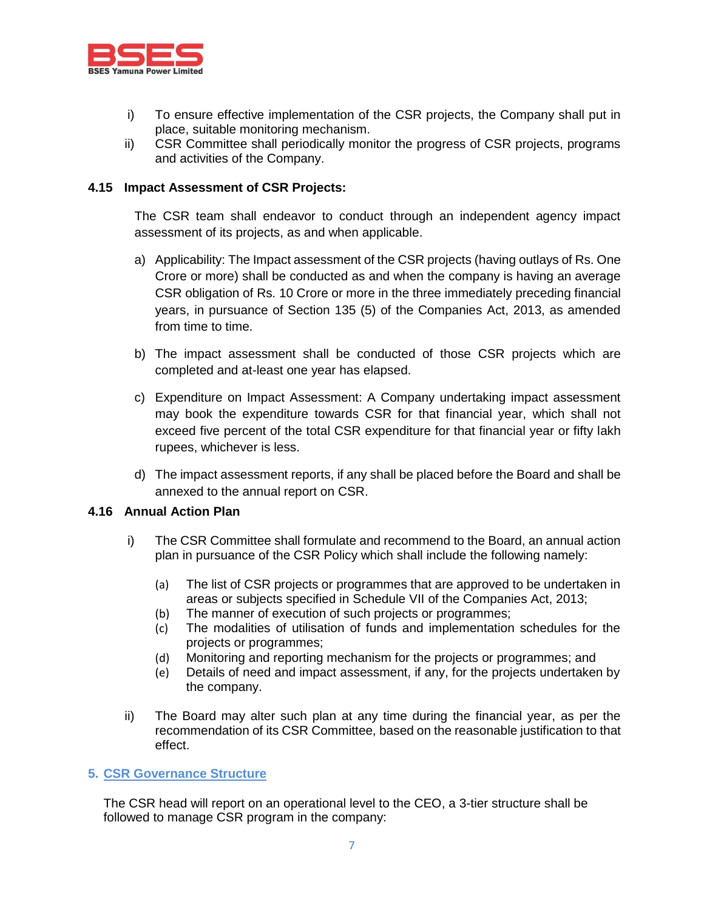i) To ensure effective implementation of the CSR projects, the Company shall put in place, suitable monitoring mechanism.

ii) CSR Committee shall periodically monitor the progress of CSR projects, programs and activities of the Company.

**4.15 Impact Assessment of CSR Projects:**

The CSR team shall endeavor to conduct through an independent agency impact assessment of its projects, as and when applicable.

a) Applicability: The Impact assessment of the CSR projects (having outlays of Rs. One Crore or more) shall be conducted as and when the company is having an average CSR obligation of Rs. 10 Crore or more in the three immediately preceding financial years, in pursuance of Section 135 (5) of the Companies Act, 2013, as amended from time to time.

b) The impact assessment shall be conducted of those CSR projects which are completed and at-least one year has elapsed.

c) Expenditure on Impact Assessment: A Company undertaking impact assessment may book the expenditure towards CSR for that financial year, which shall not exceed five percent of the total CSR expenditure for that financial year or fifty lakh rupees, whichever is less.

d) The impact assessment reports, if any shall be placed before the Board and shall be annexed to the annual report on CSR.

**4.16 Annual Action Plan**

i) The CSR Committee shall formulate and recommend to the Board, an annual action plan in pursuance of the CSR Policy which shall include the following namely:

   (a) The list of CSR projects or programmes that are approved to be undertaken in areas or subjects specified in Schedule VII of the Companies Act, 2013;
   (b) The manner of execution of such projects or programmes;
   (c) The modalities of utilisation of funds and implementation schedules for the projects or programmes;
   (d) Monitoring and reporting mechanism for the projects or programmes; and
   (e) Details of need and impact assessment, if any, for the projects undertaken by the company.

ii) The Board may alter such plan at any time during the financial year, as per the recommendation of its CSR Committee, based on the reasonable justification to that effect.

## 5. CSR Governance Structure

The CSR head will report on an operational level to the CEO, a 3-tier structure shall be followed to manage CSR program in the company: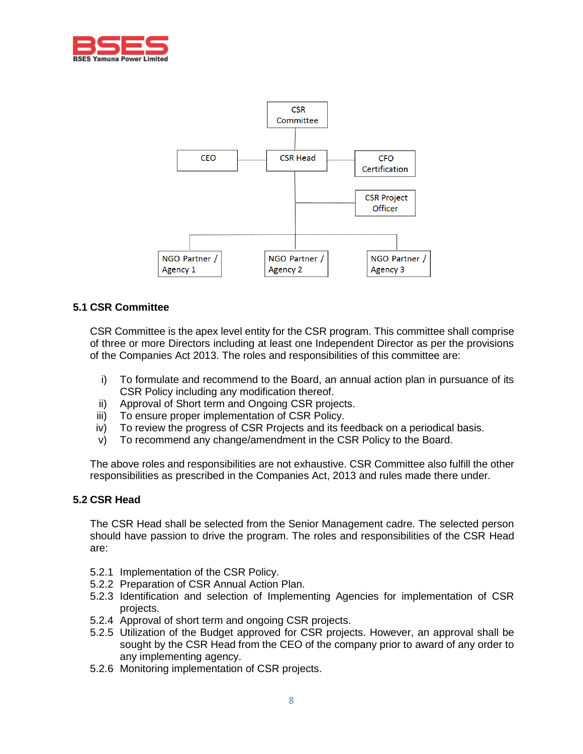CSR Committee

CEO — CSR Head — CFO Certification

CSR Project Officer

NGO Partner / Agency 1 | NGO Partner / Agency 2 | NGO Partner / Agency 3

### 5.1 CSR Committee

CSR Committee is the apex level entity for the CSR program. This committee shall comprise of three or more Directors including at least one Independent Director as per the provisions of the Companies Act 2013. The roles and responsibilities of this committee are:

i) To formulate and recommend to the Board, an annual action plan in pursuance of its CSR Policy including any modification thereof.
ii) Approval of Short term and Ongoing CSR projects.
iii) To ensure proper implementation of CSR Policy.
iv) To review the progress of CSR Projects and its feedback on a periodical basis.
v) To recommend any change/amendment in the CSR Policy to the Board.

The above roles and responsibilities are not exhaustive. CSR Committee also fulfill the other responsibilities as prescribed in the Companies Act, 2013 and rules made there under.

### 5.2 CSR Head

The CSR Head shall be selected from the Senior Management cadre. The selected person should have passion to drive the program. The roles and responsibilities of the CSR Head are:

5.2.1 Implementation of the CSR Policy.
5.2.2 Preparation of CSR Annual Action Plan.
5.2.3 Identification and selection of Implementing Agencies for implementation of CSR projects.
5.2.4 Approval of short term and ongoing CSR projects.
5.2.5 Utilization of the Budget approved for CSR projects. However, an approval shall be sought by the CSR Head from the CEO of the company prior to award of any order to any implementing agency.
5.2.6 Monitoring implementation of CSR projects.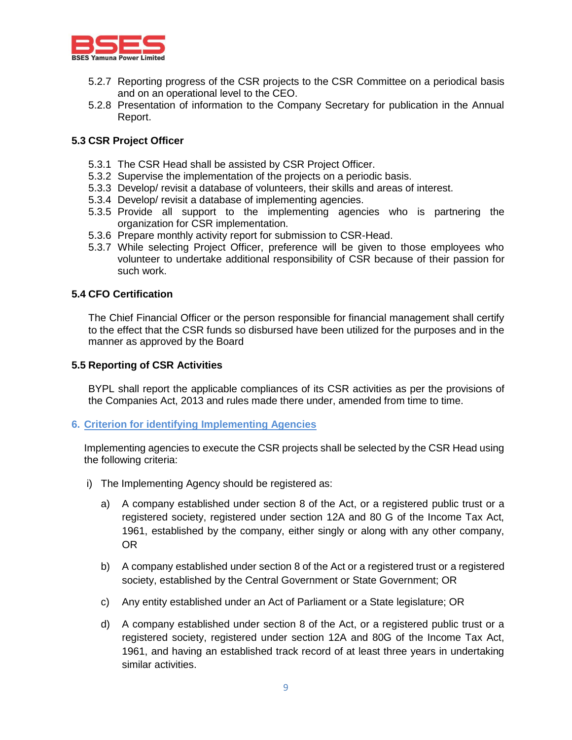5.2.7 Reporting progress of the CSR projects to the CSR Committee on a periodical basis and on an operational level to the CEO.

5.2.8 Presentation of information to the Company Secretary for publication in the Annual Report.

### 5.3 CSR Project Officer

5.3.1 The CSR Head shall be assisted by CSR Project Officer.

5.3.2 Supervise the implementation of the projects on a periodic basis.

5.3.3 Develop/ revisit a database of volunteers, their skills and areas of interest.

5.3.4 Develop/ revisit a database of implementing agencies.

5.3.5 Provide all support to the implementing agencies who is partnering the organization for CSR implementation.

5.3.6 Prepare monthly activity report for submission to CSR-Head.

5.3.7 While selecting Project Officer, preference will be given to those employees who volunteer to undertake additional responsibility of CSR because of their passion for such work.

### 5.4 CFO Certification

The Chief Financial Officer or the person responsible for financial management shall certify to the effect that the CSR funds so disbursed have been utilized for the purposes and in the manner as approved by the Board

### 5.5 Reporting of CSR Activities

BYPL shall report the applicable compliances of its CSR activities as per the provisions of the Companies Act, 2013 and rules made there under, amended from time to time.

## 6. Criterion for identifying Implementing Agencies

Implementing agencies to execute the CSR projects shall be selected by the CSR Head using the following criteria:

i) The Implementing Agency should be registered as:

a) A company established under section 8 of the Act, or a registered public trust or a registered society, registered under section 12A and 80 G of the Income Tax Act, 1961, established by the company, either singly or along with any other company, OR

b) A company established under section 8 of the Act or a registered trust or a registered society, established by the Central Government or State Government; OR

c) Any entity established under an Act of Parliament or a State legislature; OR

d) A company established under section 8 of the Act, or a registered public trust or a registered society, registered under section 12A and 80G of the Income Tax Act, 1961, and having an established track record of at least three years in undertaking similar activities.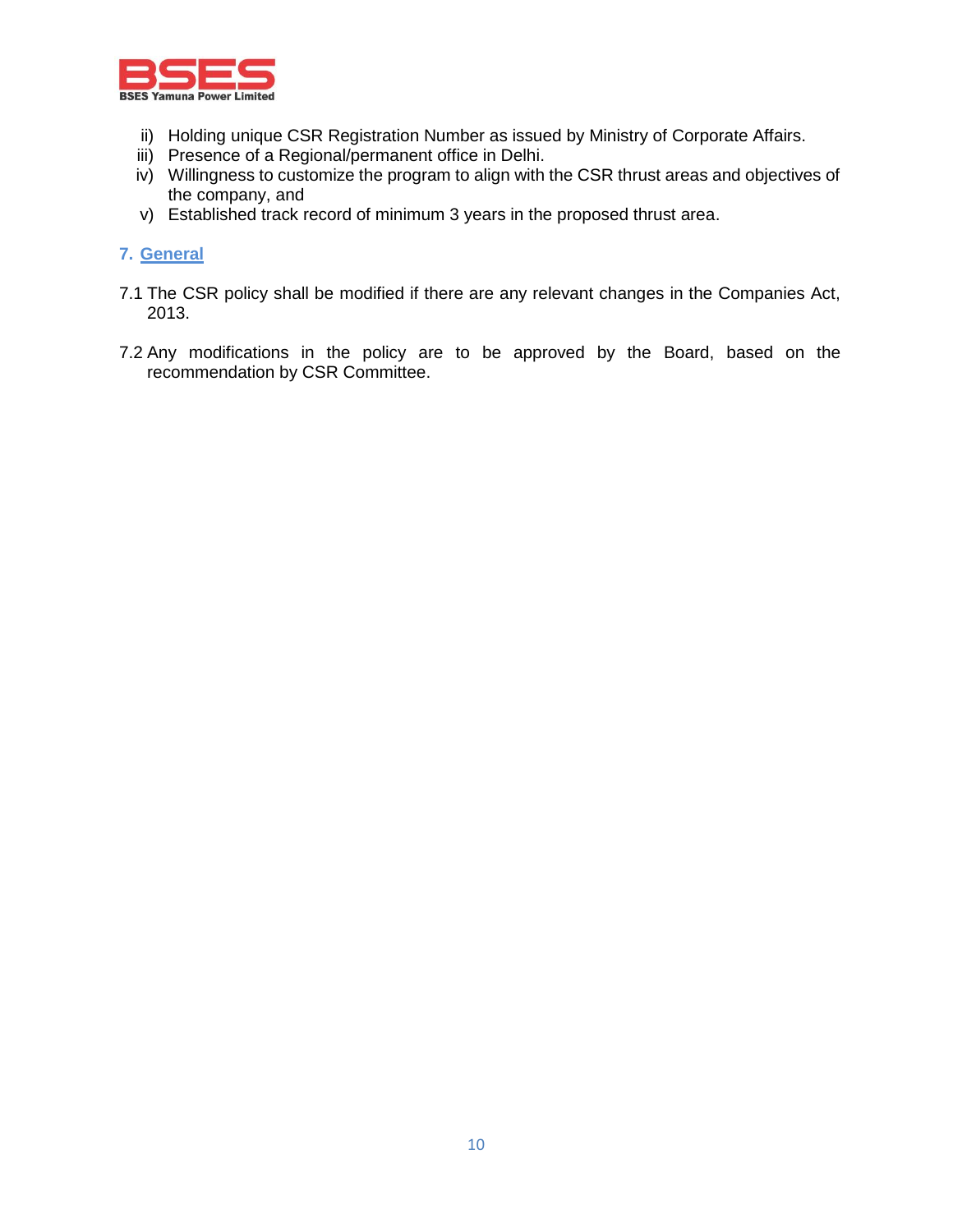ii) Holding unique CSR Registration Number as issued by Ministry of Corporate Affairs.
iii) Presence of a Regional/permanent office in Delhi.
iv) Willingness to customize the program to align with the CSR thrust areas and objectives of the company, and
v) Established track record of minimum 3 years in the proposed thrust area.

## 7. General

7.1 The CSR policy shall be modified if there are any relevant changes in the Companies Act, 2013.

7.2 Any modifications in the policy are to be approved by the Board, based on the recommendation by CSR Committee.